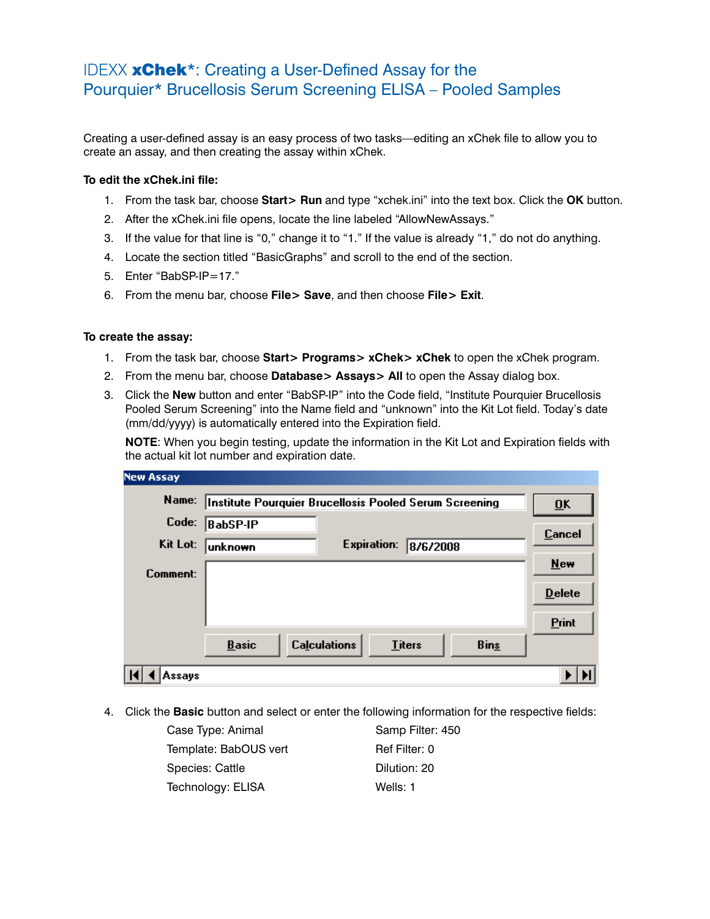# IDEXX **xChek***: Creating a User-Defined Assay for the Pourquier* Brucellosis Serum Screening ELISA – Pooled Samples

Creating a user-defined assay is an easy process of two tasks—editing an xChek file to allow you to create an assay, and then creating the assay within xChek.

**To edit the xChek.ini file:**

1. From the task bar, choose **Start> Run** and type "xchek.ini" into the text box. Click the **OK** button.
2. After the xChek.ini file opens, locate the line labeled "AllowNewAssays."
3. If the value for that line is "0," change it to "1." If the value is already "1," do not do anything.
4. Locate the section titled "BasicGraphs" and scroll to the end of the section.
5. Enter "BabSP-IP=17."
6. From the menu bar, choose **File> Save**, and then choose **File> Exit**.

**To create the assay:**

1. From the task bar, choose **Start> Programs> xChek> xChek** to open the xChek program.
2. From the menu bar, choose **Database> Assays> All** to open the Assay dialog box.
3. Click the **New** button and enter "BabSP-IP" into the Code field, "Institute Pourquier Brucellosis Pooled Serum Screening" into the Name field and "unknown" into the Kit Lot field. Today's date (mm/dd/yyyy) is automatically entered into the Expiration field.

   **NOTE**: When you begin testing, update the information in the Kit Lot and Expiration fields with the actual kit lot number and expiration date.

4. Click the **Basic** button and select or enter the following information for the respective fields:

   Case Type: Animal
   Template: BabOUS vert
   Species: Cattle
   Technology: ELISA
   Samp Filter: 450
   Ref Filter: 0
   Dilution: 20
   Wells: 1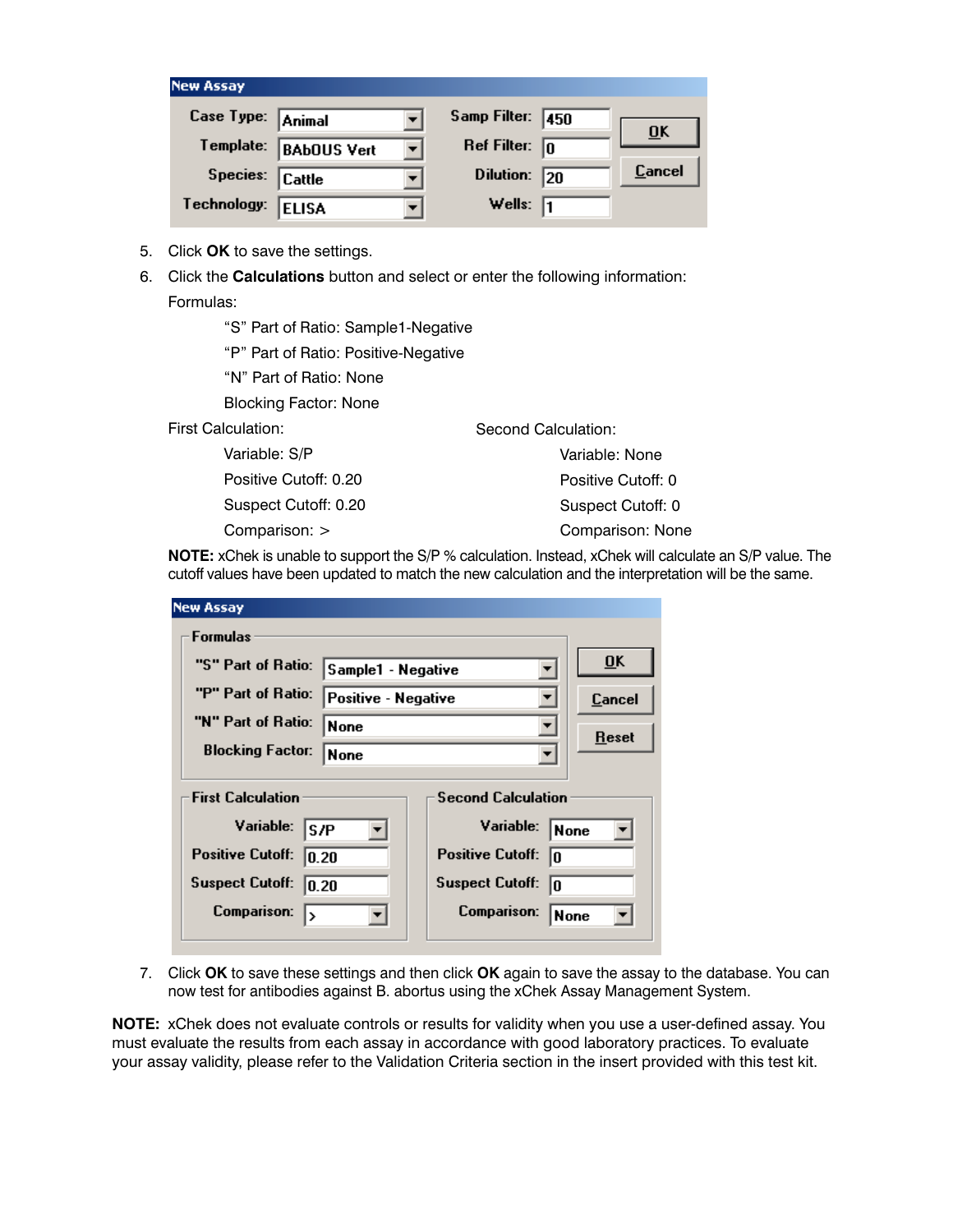**New Assay**

| | | | | |
|---|---|---|---|---|
| Case Type: | Animal | Samp Filter: | 450 | OK |
| Template: | BAbOUS Vert | Ref Filter: | 0 | Cancel |
| Species: | Cattle | Dilution: | 20 | |
| Technology: | ELISA | Wells: | 1 | |

5. Click **OK** to save the settings.
6. Click the **Calculations** button and select or enter the following information:

   Formulas:

   "S" Part of Ratio: Sample1-Negative

   "P" Part of Ratio: Positive-Negative

   "N" Part of Ratio: None

   Blocking Factor: None

   First Calculation:

   Variable: S/P

   Positive Cutoff: 0.20

   Suspect Cutoff: 0.20

   Comparison: >

   Second Calculation:

   Variable: None

   Positive Cutoff: 0

   Suspect Cutoff: 0

   Comparison: None

   **NOTE:** xChek is unable to support the S/P % calculation. Instead, xChek will calculate an S/P value. The cutoff values have been updated to match the new calculation and the interpretation will be the same.

**New Assay**

**Formulas**

| | |
|---|---|
| "S" Part of Ratio: | Sample1 - Negative |
| "P" Part of Ratio: | Positive - Negative |
| "N" Part of Ratio: | None |
| Blocking Factor: | None |

OK / Cancel / Reset

| First Calculation | | Second Calculation | |
|---|---|---|---|
| Variable: | S/P | Variable: | None |
| Positive Cutoff: | 0.20 | Positive Cutoff: | 0 |
| Suspect Cutoff: | 0.20 | Suspect Cutoff: | 0 |
| Comparison: | > | Comparison: | None |

7. Click **OK** to save these settings and then click **OK** again to save the assay to the database. You can now test for antibodies against B. abortus using the xChek Assay Management System.

**NOTE:** xChek does not evaluate controls or results for validity when you use a user-defined assay. You must evaluate the results from each assay in accordance with good laboratory practices. To evaluate your assay validity, please refer to the Validation Criteria section in the insert provided with this test kit.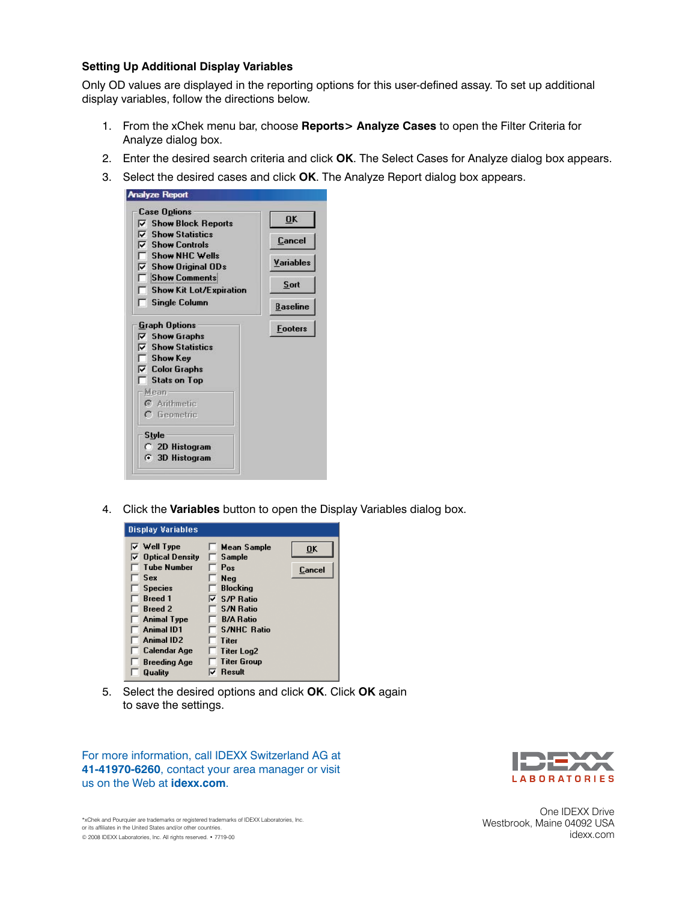### Setting Up Additional Display Variables

Only OD values are displayed in the reporting options for this user-defined assay. To set up additional display variables, follow the directions below.

1. From the xChek menu bar, choose **Reports> Analyze Cases** to open the Filter Criteria for Analyze dialog box.
2. Enter the desired search criteria and click **OK**. The Select Cases for Analyze dialog box appears.
3. Select the desired cases and click **OK**. The Analyze Report dialog box appears.
4. Click the **Variables** button to open the Display Variables dialog box.
5. Select the desired options and click **OK**. Click **OK** again to save the settings.

For more information, call IDEXX Switzerland AG at **41-41970-6260**, contact your area manager or visit us on the Web at **idexx.com**.

IDEXX LABORATORIES

One IDEXX Drive
Westbrook, Maine 04092 USA
idexx.com

*xChek and Pourquier are trademarks or registered trademarks of IDEXX Laboratories, Inc. or its affiliates in the United States and/or other countries.
© 2008 IDEXX Laboratories, Inc. All rights reserved. • 7719-00